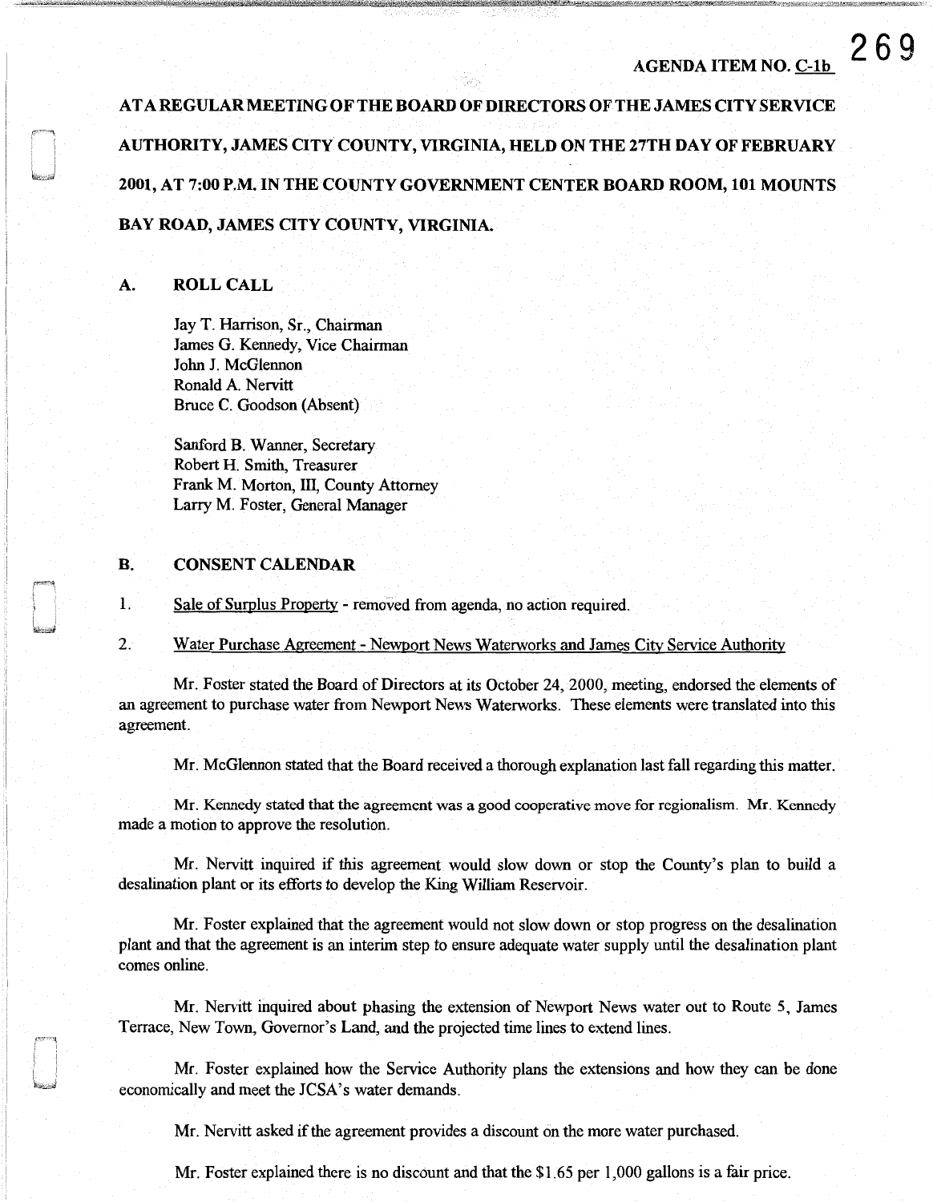AGENDA ITEM NO. C-1b

AT A REGULAR MEETING OF THE BOARD OF DIRECTORS OF THE JAMES CITY SERVICE AUTHORITY, JAMES CITY COUNTY, VIRGINIA, HELD ON THE 27TH DAY OF FEBRUARY 2001, AT 7:00 P.M. IN THE COUNTY GOVERNMENT CENTER BOARD ROOM, 101 MOUNTS BAY ROAD, JAMES CITY COUNTY, VIRGINIA.

## A. ROLL CALL

Jay T. Harrison, Sr., Chairman
James G. Kennedy, Vice Chairman
John J. McGlennon
Ronald A. Nervitt
Bruce C. Goodson (Absent)

Sanford B. Wanner, Secretary
Robert H. Smith, Treasurer
Frank M. Morton, III, County Attorney
Larry M. Foster, General Manager

## B. CONSENT CALENDAR

1. Sale of Surplus Property - removed from agenda, no action required.

2. Water Purchase Agreement - Newport News Waterworks and James City Service Authority

Mr. Foster stated the Board of Directors at its October 24, 2000, meeting, endorsed the elements of an agreement to purchase water from Newport News Waterworks. These elements were translated into this agreement.

Mr. McGlennon stated that the Board received a thorough explanation last fall regarding this matter.

Mr. Kennedy stated that the agreement was a good cooperative move for regionalism. Mr. Kennedy made a motion to approve the resolution.

Mr. Nervitt inquired if this agreement would slow down or stop the County's plan to build a desalination plant or its efforts to develop the King William Reservoir.

Mr. Foster explained that the agreement would not slow down or stop progress on the desalination plant and that the agreement is an interim step to ensure adequate water supply until the desalination plant comes online.

Mr. Nervitt inquired about phasing the extension of Newport News water out to Route 5, James Terrace, New Town, Governor's Land, and the projected time lines to extend lines.

Mr. Foster explained how the Service Authority plans the extensions and how they can be done economically and meet the JCSA's water demands.

Mr. Nervitt asked if the agreement provides a discount on the more water purchased.

Mr. Foster explained there is no discount and that the $1.65 per 1,000 gallons is a fair price.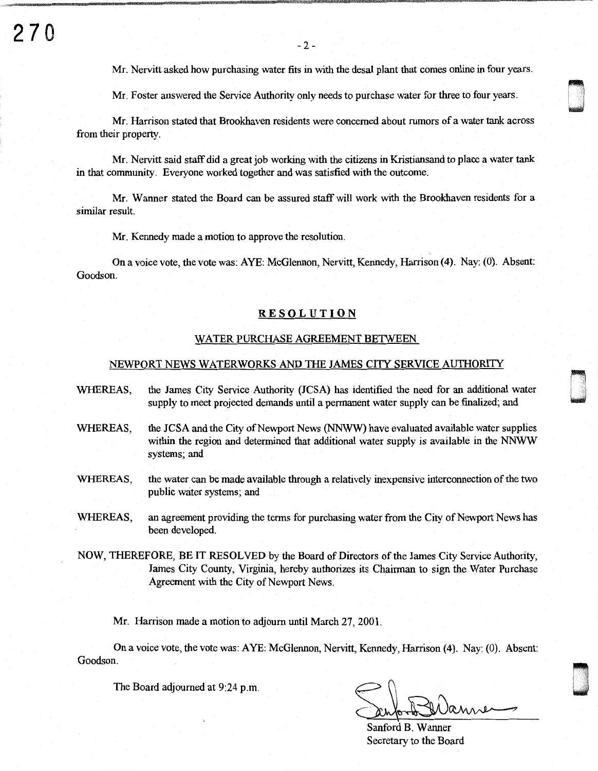Mr. Nervitt asked how purchasing water fits in with the desal plant that comes online in four years.

Mr. Foster answered the Service Authority only needs to purchase water for three to four years.

Mr. Harrison stated that Brookhaven residents were concerned about rumors of a water tank across from their property.

Mr. Nervitt said staff did a great job working with the citizens in Kristiansand to place a water tank in that community. Everyone worked together and was satisfied with the outcome.

Mr. Wanner stated the Board can be assured staff will work with the Brookhaven residents for a similar result.

Mr. Kennedy made a motion to approve the resolution.

On a voice vote, the vote was: AYE: McGlennon, Nervitt, Kennedy, Harrison (4). Nay: (0). Absent: Goodson.

## RESOLUTION

### WATER PURCHASE AGREEMENT BETWEEN

### NEWPORT NEWS WATERWORKS AND THE JAMES CITY SERVICE AUTHORITY

WHEREAS, the James City Service Authority (JCSA) has identified the need for an additional water supply to meet projected demands until a permanent water supply can be finalized; and

WHEREAS, the JCSA and the City of Newport News (NNWW) have evaluated available water supplies within the region and determined that additional water supply is available in the NNWW systems; and

WHEREAS, the water can be made available through a relatively inexpensive interconnection of the two public water systems; and

WHEREAS, an agreement providing the terms for purchasing water from the City of Newport News has been developed.

NOW, THEREFORE, BE IT RESOLVED by the Board of Directors of the James City Service Authority, James City County, Virginia, hereby authorizes its Chairman to sign the Water Purchase Agreement with the City of Newport News.

Mr. Harrison made a motion to adjourn until March 27, 2001.

On a voice vote, the vote was: AYE: McGlennon, Nervitt, Kennedy, Harrison (4). Nay: (0). Absent: Goodson.

The Board adjourned at 9:24 p.m.

Sanford B. Wanner
Secretary to the Board